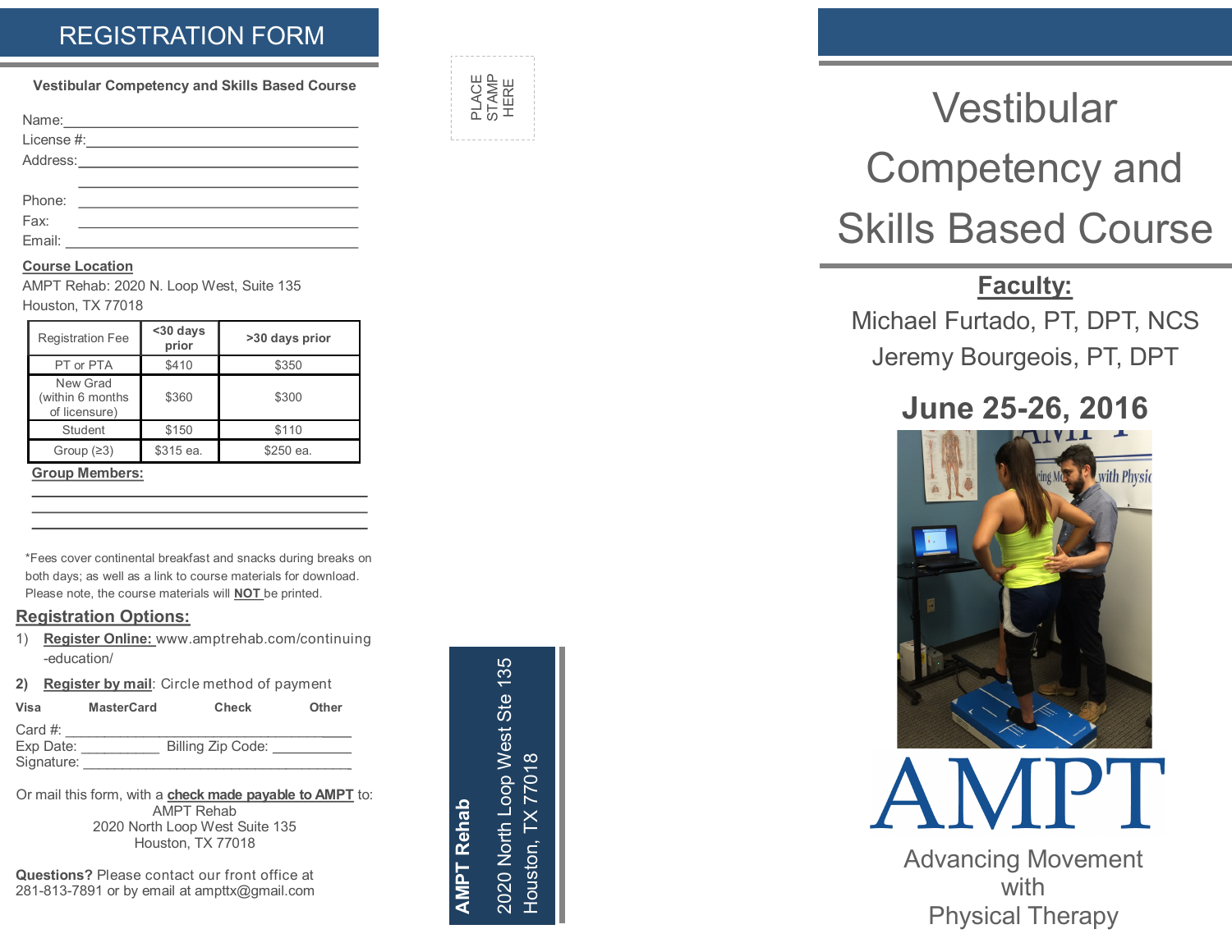# REGISTRATION FORM

**Vestibular Competency and Skills Based Course**

Name: ______________________________________

License #: __________________________________

Address: ____________________________________

___________________________________________

Phone: ______________________________________

Fax: ________________________________________

Email: ______________________________________

**Course Location**

AMPT Rehab: 2020 N. Loop West, Suite 135
Houston, TX 77018

| Registration Fee | <30 days prior | >30 days prior |
|---|---|---|
| PT or PTA | $410 | $350 |
| New Grad (within 6 months of licensure) | $360 | $300 |
| Student | $150 | $110 |
| Group (≥3) | $315 ea. | $250 ea. |

**Group Members:**

___________________________________________

___________________________________________

___________________________________________

*Fees cover continental breakfast and snacks during breaks on both days; as well as a link to course materials for download. Please note, the course materials will **NOT** be printed.

## Registration Options:

1) **Register Online:** www.amptrehab.com/continuing-education/

2) **Register by mail**: Circle method of payment

**Visa** **MasterCard** **Check** **Other**

Card #: ____________________________________

Exp Date: __________ Billing Zip Code: __________

Signature: __________________________________

Or mail this form, with a **check made payable to AMPT** to:
AMPT Rehab
2020 North Loop West Suite 135
Houston, TX 77018

**Questions?** Please contact our front office at 281-813-7891 or by email at ampttx@gmail.com

PLACE STAMP HERE

**AMPT Rehab**
2020 North Loop West Ste 135
Houston, TX 77018

# Vestibular Competency and Skills Based Course

**Faculty:**

Michael Furtado, PT, DPT, NCS
Jeremy Bourgeois, PT, DPT

## June 25-26, 2016

AMPT

Advancing Movement with Physical Therapy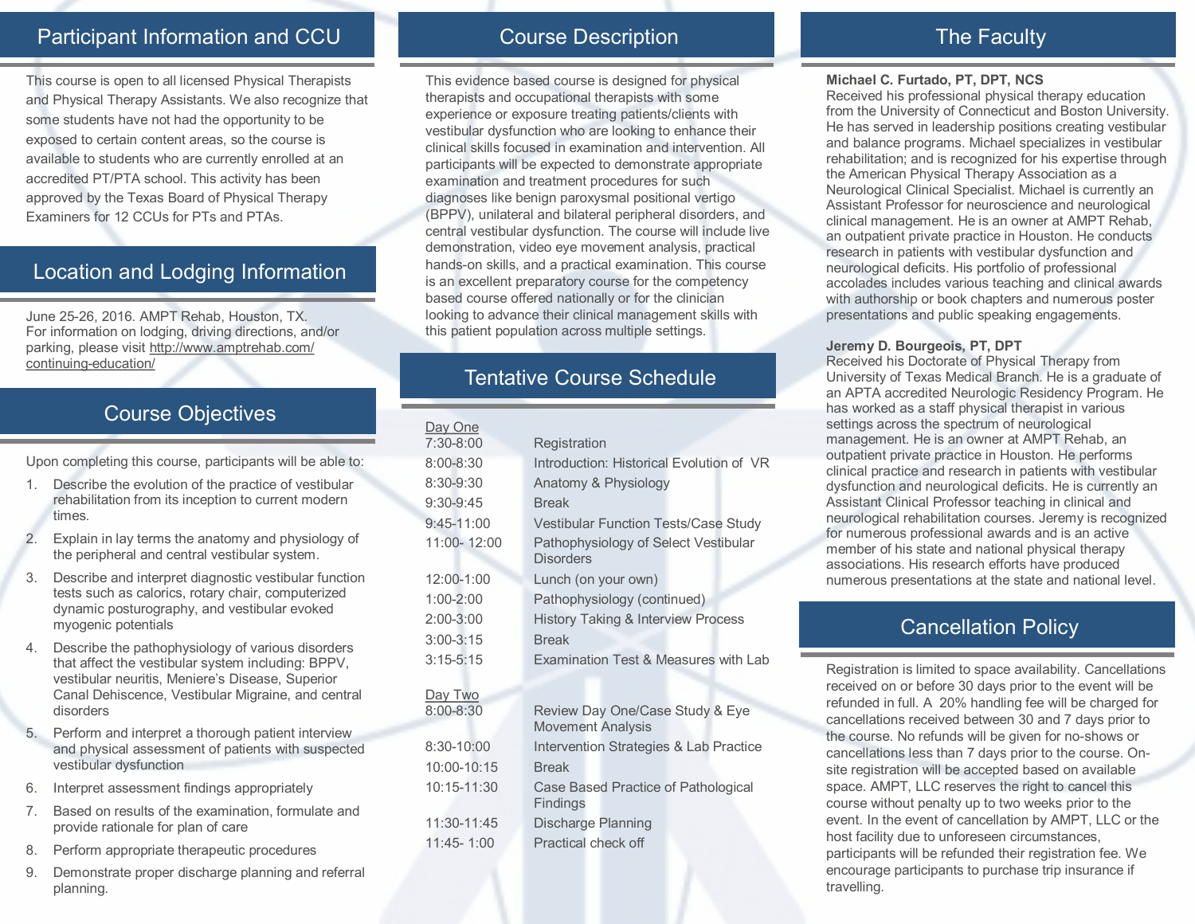## Participant Information and CCU

This course is open to all licensed Physical Therapists and Physical Therapy Assistants. We also recognize that some students have not had the opportunity to be exposed to certain content areas, so the course is available to students who are currently enrolled at an accredited PT/PTA school. This activity has been approved by the Texas Board of Physical Therapy Examiners for 12 CCUs for PTs and PTAs.

## Location and Lodging Information

June 25-26, 2016. AMPT Rehab, Houston, TX.
For information on lodging, driving directions, and/or parking, please visit http://www.amptrehab.com/continuing-education/

## Course Objectives

Upon completing this course, participants will be able to:

1. Describe the evolution of the practice of vestibular rehabilitation from its inception to current modern times.
2. Explain in lay terms the anatomy and physiology of the peripheral and central vestibular system.
3. Describe and interpret diagnostic vestibular function tests such as calorics, rotary chair, computerized dynamic posturography, and vestibular evoked myogenic potentials
4. Describe the pathophysiology of various disorders that affect the vestibular system including: BPPV, vestibular neuritis, Meniere's Disease, Superior Canal Dehiscence, Vestibular Migraine, and central disorders
5. Perform and interpret a thorough patient interview and physical assessment of patients with suspected vestibular dysfunction
6. Interpret assessment findings appropriately
7. Based on results of the examination, formulate and provide rationale for plan of care
8. Perform appropriate therapeutic procedures
9. Demonstrate proper discharge planning and referral planning.

## Course Description

This evidence based course is designed for physical therapists and occupational therapists with some experience or exposure treating patients/clients with vestibular dysfunction who are looking to enhance their clinical skills focused in examination and intervention. All participants will be expected to demonstrate appropriate examination and treatment procedures for such diagnoses like benign paroxysmal positional vertigo (BPPV), unilateral and bilateral peripheral disorders, and central vestibular dysfunction. The course will include live demonstration, video eye movement analysis, practical hands-on skills, and a practical examination. This course is an excellent preparatory course for the competency based course offered nationally or for the clinician looking to advance their clinical management skills with this patient population across multiple settings.

## Tentative Course Schedule

**Day One**

| | |
|---|---|
| 7:30-8:00 | Registration |
| 8:00-8:30 | Introduction: Historical Evolution of VR |
| 8:30-9:30 | Anatomy & Physiology |
| 9:30-9:45 | Break |
| 9:45-11:00 | Vestibular Function Tests/Case Study |
| 11:00- 12:00 | Pathophysiology of Select Vestibular Disorders |
| 12:00-1:00 | Lunch (on your own) |
| 1:00-2:00 | Pathophysiology (continued) |
| 2:00-3:00 | History Taking & Interview Process |
| 3:00-3:15 | Break |
| 3:15-5:15 | Examination Test & Measures with Lab |

**Day Two**

| | |
|---|---|
| 8:00-8:30 | Review Day One/Case Study & Eye Movement Analysis |
| 8:30-10:00 | Intervention Strategies & Lab Practice |
| 10:00-10:15 | Break |
| 10:15-11:30 | Case Based Practice of Pathological Findings |
| 11:30-11:45 | Discharge Planning |
| 11:45- 1:00 | Practical check off |

## The Faculty

**Michael C. Furtado, PT, DPT, NCS**
Received his professional physical therapy education from the University of Connecticut and Boston University. He has served in leadership positions creating vestibular and balance programs. Michael specializes in vestibular rehabilitation; and is recognized for his expertise through the American Physical Therapy Association as a Neurological Clinical Specialist. Michael is currently an Assistant Professor for neuroscience and neurological clinical management. He is an owner at AMPT Rehab, an outpatient private practice in Houston. He conducts research in patients with vestibular dysfunction and neurological deficits. His portfolio of professional accolades includes various teaching and clinical awards with authorship or book chapters and numerous poster presentations and public speaking engagements.

**Jeremy D. Bourgeois, PT, DPT**
Received his Doctorate of Physical Therapy from University of Texas Medical Branch. He is a graduate of an APTA accredited Neurologic Residency Program. He has worked as a staff physical therapist in various settings across the spectrum of neurological management. He is an owner at AMPT Rehab, an outpatient private practice in Houston. He performs clinical practice and research in patients with vestibular dysfunction and neurological deficits. He is currently an Assistant Clinical Professor teaching in clinical and neurological rehabilitation courses. Jeremy is recognized for numerous professional awards and is an active member of his state and national physical therapy associations. His research efforts have produced numerous presentations at the state and national level.

## Cancellation Policy

Registration is limited to space availability. Cancellations received on or before 30 days prior to the event will be refunded in full. A 20% handling fee will be charged for cancellations received between 30 and 7 days prior to the course. No refunds will be given for no-shows or cancellations less than 7 days prior to the course. On-site registration will be accepted based on available space. AMPT, LLC reserves the right to cancel this course without penalty up to two weeks prior to the event. In the event of cancellation by AMPT, LLC or the host facility due to unforeseen circumstances, participants will be refunded their registration fee. We encourage participants to purchase trip insurance if travelling.